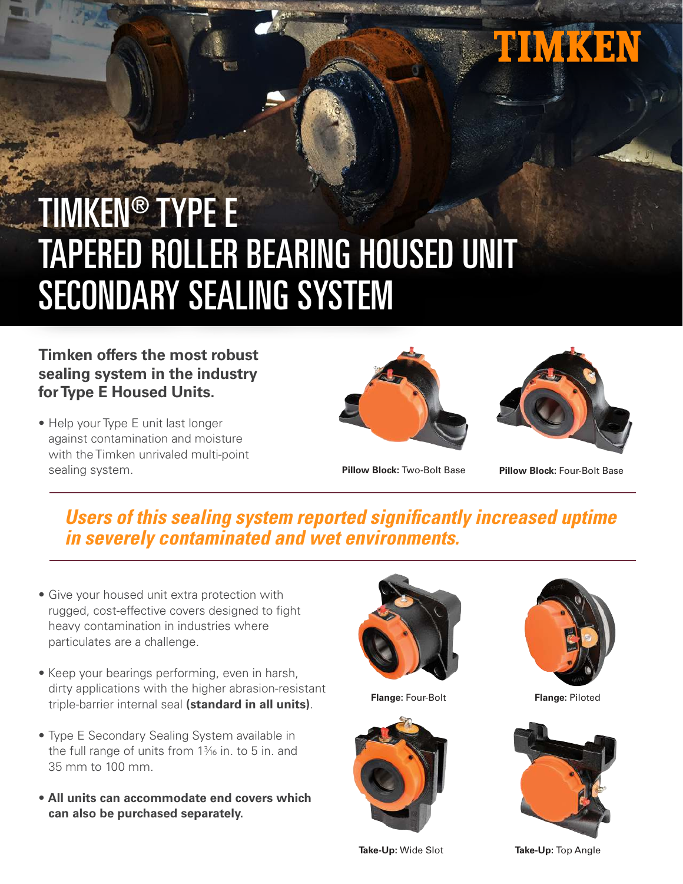TIMKEN

# TIMKEN® TYPE E TAPERED ROLLER BEARING HOUSED UNIT SECONDARY SEALING SYSTEM

**Timken offers the most robust sealing system in the industry for Type E Housed Units.**

- Help your Type E unit last longer against contamination and moisture with the Timken unrivaled multi-point sealing system.

**Pillow Block:** Two-Bolt Base

**Pillow Block:** Four-Bolt Base

***Users of this sealing system reported significantly increased uptime in severely contaminated and wet environments.***

- Give your housed unit extra protection with rugged, cost-effective covers designed to fight heavy contamination in industries where particulates are a challenge.
- Keep your bearings performing, even in harsh, dirty applications with the higher abrasion-resistant triple-barrier internal seal **(standard in all units)**.
- Type E Secondary Sealing System available in the full range of units from 1³⁄₁₆ in. to 5 in. and 35 mm to 100 mm.
- **All units can accommodate end covers which can also be purchased separately.**

**Flange:** Four-Bolt

**Flange:** Piloted

**Take-Up:** Wide Slot

**Take-Up:** Top Angle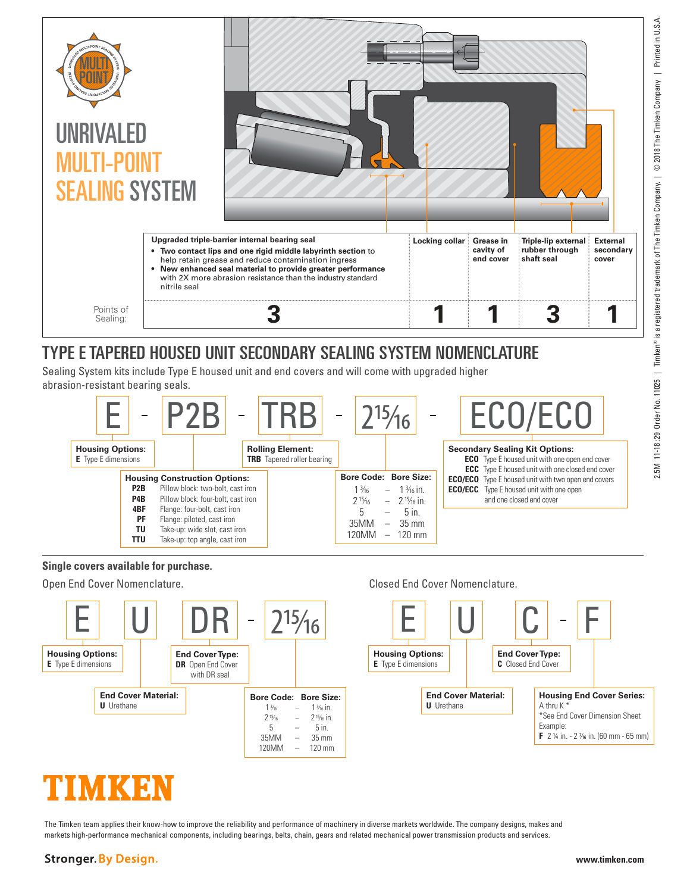# UNRIVALED MULTI-POINT SEALING SYSTEM

| Upgraded triple-barrier internal bearing seal | Locking collar | Grease in cavity of end cover | Triple-lip external rubber through shaft seal | External secondary cover |
|---|---|---|---|---|
| • **Two contact lips and one rigid middle labyrinth section** to help retain grease and reduce contamination ingress<br>• **New enhanced seal material to provide greater performance** with 2X more abrasion resistance than the industry standard nitrile seal | | | | |
| **Points of Sealing: 3** | **1** | **1** | **3** | **1** |

## TYPE E TAPERED HOUSED UNIT SECONDARY SEALING SYSTEM NOMENCLATURE

Sealing System kits include Type E housed unit and end covers and will come with upgraded higher abrasion-resistant bearing seals.

**E - P2B - TRB - 2 15/16 - ECO/ECO**

**Housing Options:**
**E** Type E dimensions

**Housing Construction Options:**

| | |
|---|---|
| **P2B** | Pillow block: two-bolt, cast iron |
| **P4B** | Pillow block: four-bolt, cast iron |
| **4BF** | Flange: four-bolt, cast iron |
| **PF** | Flange: piloted, cast iron |
| **TU** | Take-up: wide slot, cast iron |
| **TTU** | Take-up: top angle, cast iron |

**Rolling Element:**
**TRB** Tapered roller bearing

| Bore Code: | Bore Size: |
|---|---|
| 1 3/16 | 1 3/16 in. |
| 2 15/16 | 2 15/16 in. |
| 5 | 5 in. |
| 35MM | 35 mm |
| 120MM | 120 mm |

**Secondary Sealing Kit Options:**

| | |
|---|---|
| **ECO** | Type E housed unit with one open end cover |
| **ECC** | Type E housed unit with one closed end cover |
| **ECO/ECO** | Type E housed unit with two open end covers |
| **ECO/ECC** | Type E housed unit with one open and one closed end cover |

**Single covers available for purchase.**

### Open End Cover Nomenclature.

**E U DR - 2 15/16**

**Housing Options:**
**E** Type E dimensions

**End Cover Material:**
**U** Urethane

**End Cover Type:**
**DR** Open End Cover with DR seal

| Bore Code: | Bore Size: |
|---|---|
| 1 3/16 | 1 3/16 in. |
| 2 15/16 | 2 15/16 in. |
| 5 | 5 in. |
| 35MM | 35 mm |
| 120MM | 120 mm |

### Closed End Cover Nomenclature.

**E U C - F**

**Housing Options:**
**E** Type E dimensions

**End Cover Material:**
**U** Urethane

**End Cover Type:**
**C** Closed End Cover

**Housing End Cover Series:**
A thru K *
*See End Cover Dimension Sheet
Example:
**F** 2 1/4 in. - 2 9/16 in. (60 mm - 65 mm)

**TIMKEN**

The Timken team applies their know-how to improve the reliability and performance of machinery in diverse markets worldwide. The company designs, makes and markets high-performance mechanical components, including bearings, belts, chain, gears and related mechanical power transmission products and services.

**Stronger. By Design.**

www.timken.com

2.5M 11-18 :29 Order No. 11025 | Timken® is a registered trademark of The Timken Company. | © 2018 The Timken Company | Printed in U.S.A.